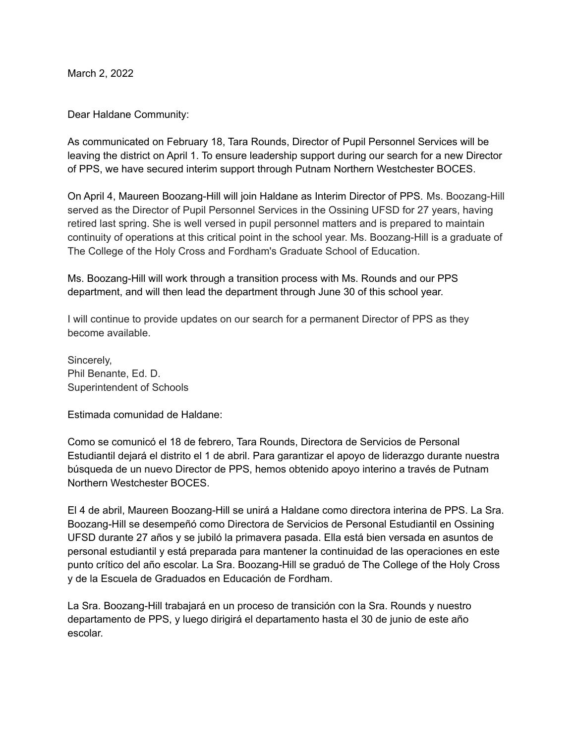March 2, 2022

Dear Haldane Community:

As communicated on February 18, Tara Rounds, Director of Pupil Personnel Services will be leaving the district on April 1. To ensure leadership support during our search for a new Director of PPS, we have secured interim support through Putnam Northern Westchester BOCES.

On April 4, Maureen Boozang-Hill will join Haldane as Interim Director of PPS. Ms. Boozang-Hill served as the Director of Pupil Personnel Services in the Ossining UFSD for 27 years, having retired last spring. She is well versed in pupil personnel matters and is prepared to maintain continuity of operations at this critical point in the school year. Ms. Boozang-Hill is a graduate of The College of the Holy Cross and Fordham's Graduate School of Education.

Ms. Boozang-Hill will work through a transition process with Ms. Rounds and our PPS department, and will then lead the department through June 30 of this school year.

I will continue to provide updates on our search for a permanent Director of PPS as they become available.

Sincerely,  
Phil Benante, Ed. D.  
Superintendent of Schools

Estimada comunidad de Haldane:

Como se comunicó el 18 de febrero, Tara Rounds, Directora de Servicios de Personal Estudiantil dejará el distrito el 1 de abril. Para garantizar el apoyo de liderazgo durante nuestra búsqueda de un nuevo Director de PPS, hemos obtenido apoyo interino a través de Putnam Northern Westchester BOCES.

El 4 de abril, Maureen Boozang-Hill se unirá a Haldane como directora interina de PPS. La Sra. Boozang-Hill se desempeñó como Directora de Servicios de Personal Estudiantil en Ossining UFSD durante 27 años y se jubiló la primavera pasada. Ella está bien versada en asuntos de personal estudiantil y está preparada para mantener la continuidad de las operaciones en este punto crítico del año escolar. La Sra. Boozang-Hill se graduó de The College of the Holy Cross y de la Escuela de Graduados en Educación de Fordham.

La Sra. Boozang-Hill trabajará en un proceso de transición con la Sra. Rounds y nuestro departamento de PPS, y luego dirigirá el departamento hasta el 30 de junio de este año escolar.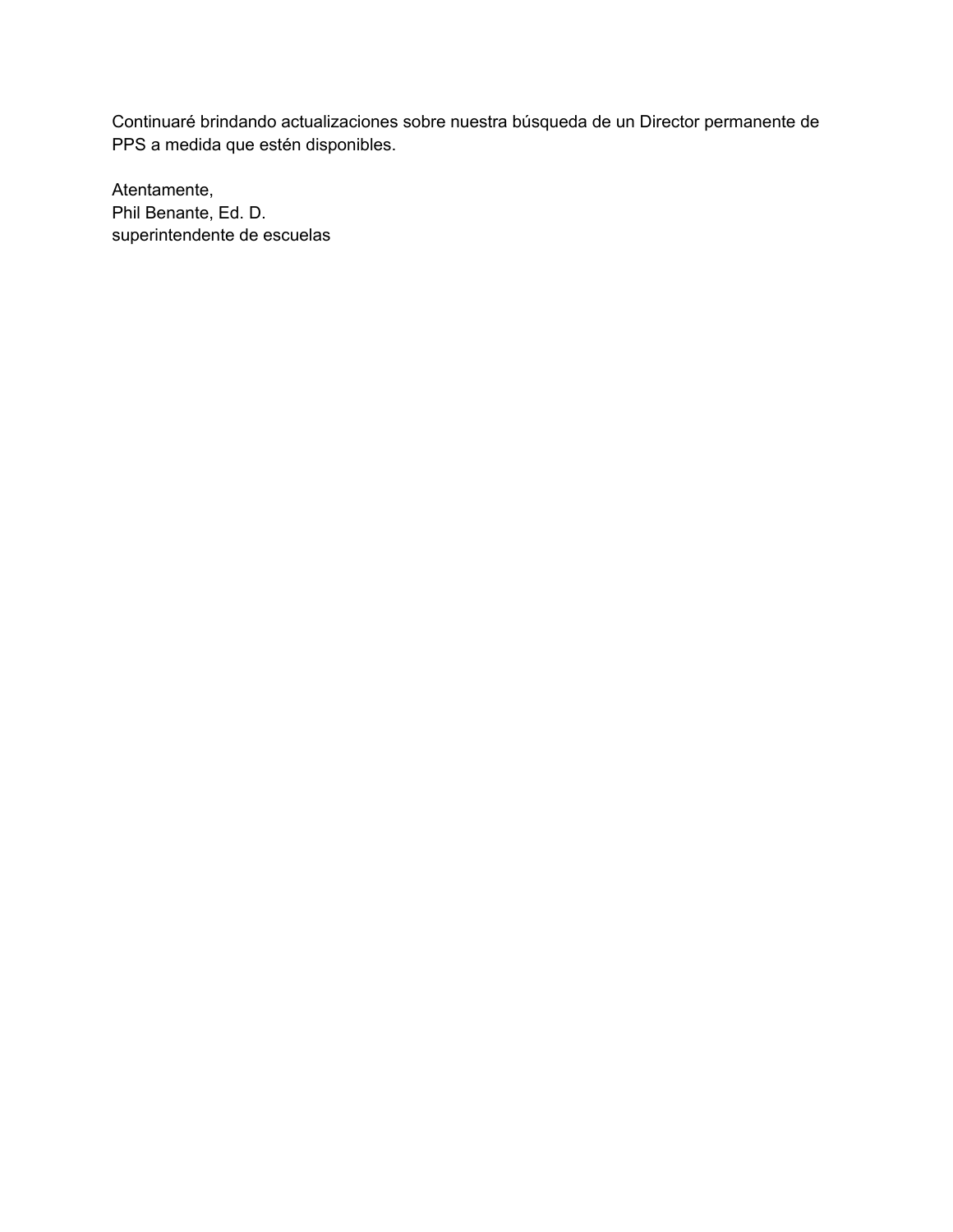Continuaré brindando actualizaciones sobre nuestra búsqueda de un Director permanente de PPS a medida que estén disponibles.

Atentamente,
Phil Benante, Ed. D.
superintendente de escuelas